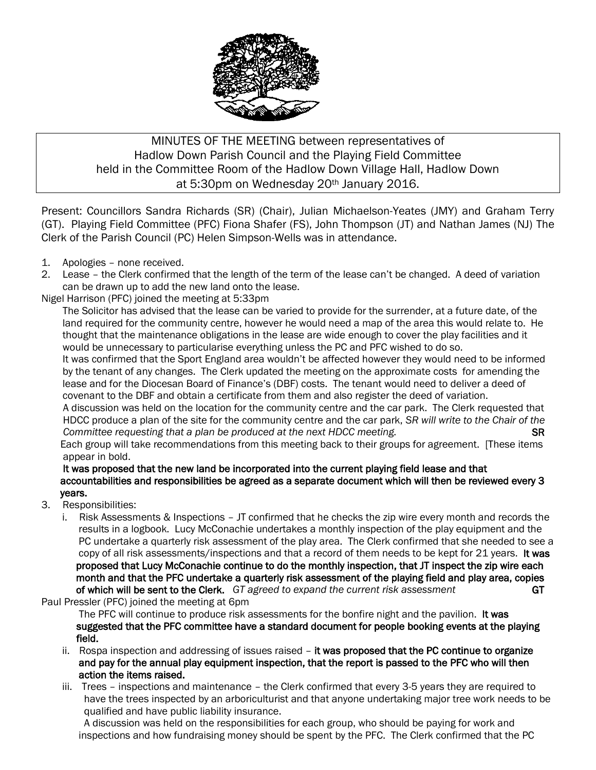MINUTES OF THE MEETING between representatives of Hadlow Down Parish Council and the Playing Field Committee held in the Committee Room of the Hadlow Down Village Hall, Hadlow Down at 5:30pm on Wednesday 20th January 2016.

Present: Councillors Sandra Richards (SR) (Chair), Julian Michaelson-Yeates (JMY) and Graham Terry (GT). Playing Field Committee (PFC) Fiona Shafer (FS), John Thompson (JT) and Nathan James (NJ) The Clerk of the Parish Council (PC) Helen Simpson-Wells was in attendance.

1. Apologies – none received.
2. Lease – the Clerk confirmed that the length of the term of the lease can't be changed. A deed of variation can be drawn up to add the new land onto the lease.

Nigel Harrison (PFC) joined the meeting at 5:33pm

The Solicitor has advised that the lease can be varied to provide for the surrender, at a future date, of the land required for the community centre, however he would need a map of the area this would relate to. He thought that the maintenance obligations in the lease are wide enough to cover the play facilities and it would be unnecessary to particularise everything unless the PC and PFC wished to do so.

It was confirmed that the Sport England area wouldn't be affected however they would need to be informed by the tenant of any changes. The Clerk updated the meeting on the approximate costs for amending the lease and for the Diocesan Board of Finance's (DBF) costs. The tenant would need to deliver a deed of covenant to the DBF and obtain a certificate from them and also register the deed of variation.

A discussion was held on the location for the community centre and the car park. The Clerk requested that HDCC produce a plan of the site for the community centre and the car park, *SR will write to the Chair of the Committee requesting that a plan be produced at the next HDCC meeting.* **SR**

Each group will take recommendations from this meeting back to their groups for agreement. [These items appear in bold.

**It was proposed that the new land be incorporated into the current playing field lease and that accountabilities and responsibilities be agreed as a separate document which will then be reviewed every 3 years.**

3. Responsibilities:
   i. Risk Assessments & Inspections – JT confirmed that he checks the zip wire every month and records the results in a logbook. Lucy McConachie undertakes a monthly inspection of the play equipment and the PC undertake a quarterly risk assessment of the play area. The Clerk confirmed that she needed to see a copy of all risk assessments/inspections and that a record of them needs to be kept for 21 years. **It was proposed that Lucy McConachie continue to do the monthly inspection, that JT inspect the zip wire each month and that the PFC undertake a quarterly risk assessment of the playing field and play area, copies of which will be sent to the Clerk.** *GT agreed to expand the current risk assessment* **GT**

Paul Pressler (PFC) joined the meeting at 6pm

The PFC will continue to produce risk assessments for the bonfire night and the pavilion. **It was suggested that the PFC committee have a standard document for people booking events at the playing field.**

   ii. Rospa inspection and addressing of issues raised – **it was proposed that the PC continue to organize and pay for the annual play equipment inspection, that the report is passed to the PFC who will then action the items raised.**
   iii. Trees – inspections and maintenance – the Clerk confirmed that every 3-5 years they are required to have the trees inspected by an arboriculturist and that anyone undertaking major tree work needs to be qualified and have public liability insurance.

   A discussion was held on the responsibilities for each group, who should be paying for work and inspections and how fundraising money should be spent by the PFC. The Clerk confirmed that the PC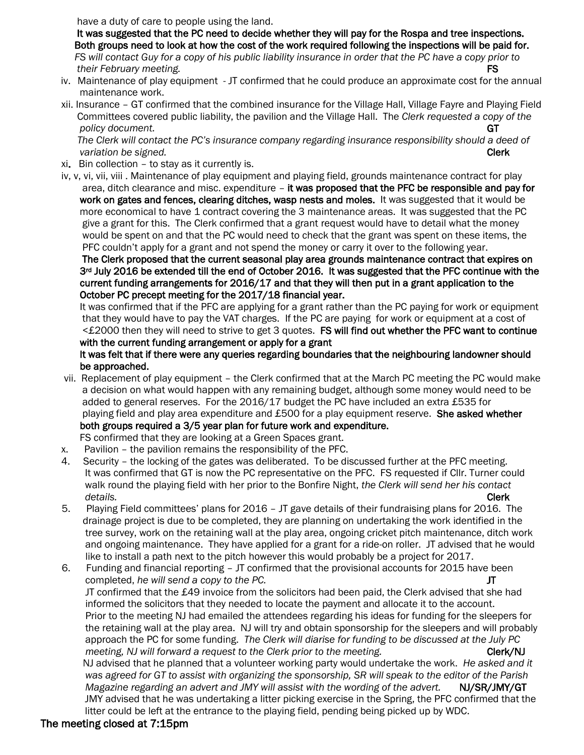have a duty of care to people using the land.

**It was suggested that the PC need to decide whether they will pay for the Rospa and tree inspections. Both groups need to look at how the cost of the work required following the inspections will be paid for.**

*FS will contact Guy for a copy of his public liability insurance in order that the PC have a copy prior to their February meeting.* **FS**

iv. Maintenance of play equipment - JT confirmed that he could produce an approximate cost for the annual maintenance work.

xii. Insurance – GT confirmed that the combined insurance for the Village Hall, Village Fayre and Playing Field Committees covered public liability, the pavilion and the Village Hall. *The Clerk requested a copy of the policy document.* **GT**

*The Clerk will contact the PC's insurance company regarding insurance responsibility should a deed of variation be signed.* **Clerk**

xi. Bin collection – to stay as it currently is.

iv, v, vi, vii, viii . Maintenance of play equipment and playing field, grounds maintenance contract for play area, ditch clearance and misc. expenditure – **it was proposed that the PFC be responsible and pay for work on gates and fences, clearing ditches, wasp nests and moles.** It was suggested that it would be more economical to have 1 contract covering the 3 maintenance areas. It was suggested that the PC give a grant for this. The Clerk confirmed that a grant request would have to detail what the money would be spent on and that the PC would need to check that the grant was spent on these items, the PFC couldn't apply for a grant and not spend the money or carry it over to the following year.

**The Clerk proposed that the current seasonal play area grounds maintenance contract that expires on 3rd July 2016 be extended till the end of October 2016. It was suggested that the PFC continue with the current funding arrangements for 2016/17 and that they will then put in a grant application to the October PC precept meeting for the 2017/18 financial year.**

It was confirmed that if the PFC are applying for a grant rather than the PC paying for work or equipment that they would have to pay the VAT charges. If the PC are paying for work or equipment at a cost of <£2000 then they will need to strive to get 3 quotes. **FS will find out whether the PFC want to continue with the current funding arrangement or apply for a grant**

**It was felt that if there were any queries regarding boundaries that the neighbouring landowner should be approached.**

vii. Replacement of play equipment – the Clerk confirmed that at the March PC meeting the PC would make a decision on what would happen with any remaining budget, although some money would need to be added to general reserves. For the 2016/17 budget the PC have included an extra £535 for playing field and play area expenditure and £500 for a play equipment reserve. **She asked whether both groups required a 3/5 year plan for future work and expenditure.**

FS confirmed that they are looking at a Green Spaces grant.

x. Pavilion – the pavilion remains the responsibility of the PFC.

4. Security – the locking of the gates was deliberated. To be discussed further at the PFC meeting. It was confirmed that GT is now the PC representative on the PFC. FS requested if Cllr. Turner could walk round the playing field with her prior to the Bonfire Night, *the Clerk will send her his contact details.* **Clerk**

5. Playing Field committees' plans for 2016 – JT gave details of their fundraising plans for 2016. The drainage project is due to be completed, they are planning on undertaking the work identified in the tree survey, work on the retaining wall at the play area, ongoing cricket pitch maintenance, ditch work and ongoing maintenance. They have applied for a grant for a ride-on roller. JT advised that he would like to install a path next to the pitch however this would probably be a project for 2017.

6. Funding and financial reporting – JT confirmed that the provisional accounts for 2015 have been completed, *he will send a copy to the PC.* **JT**

JT confirmed that the £49 invoice from the solicitors had been paid, the Clerk advised that she had informed the solicitors that they needed to locate the payment and allocate it to the account.

Prior to the meeting NJ had emailed the attendees regarding his ideas for funding for the sleepers for the retaining wall at the play area. NJ will try and obtain sponsorship for the sleepers and will probably approach the PC for some funding. *The Clerk will diarise for funding to be discussed at the July PC meeting, NJ will forward a request to the Clerk prior to the meeting.* **Clerk/NJ**

NJ advised that he planned that a volunteer working party would undertake the work. *He asked and it was agreed for GT to assist with organizing the sponsorship, SR will speak to the editor of the Parish Magazine regarding an advert and JMY will assist with the wording of the advert.* **NJ/SR/JMY/GT**

JMY advised that he was undertaking a litter picking exercise in the Spring, the PFC confirmed that the litter could be left at the entrance to the playing field, pending being picked up by WDC.

**The meeting closed at 7:15pm**